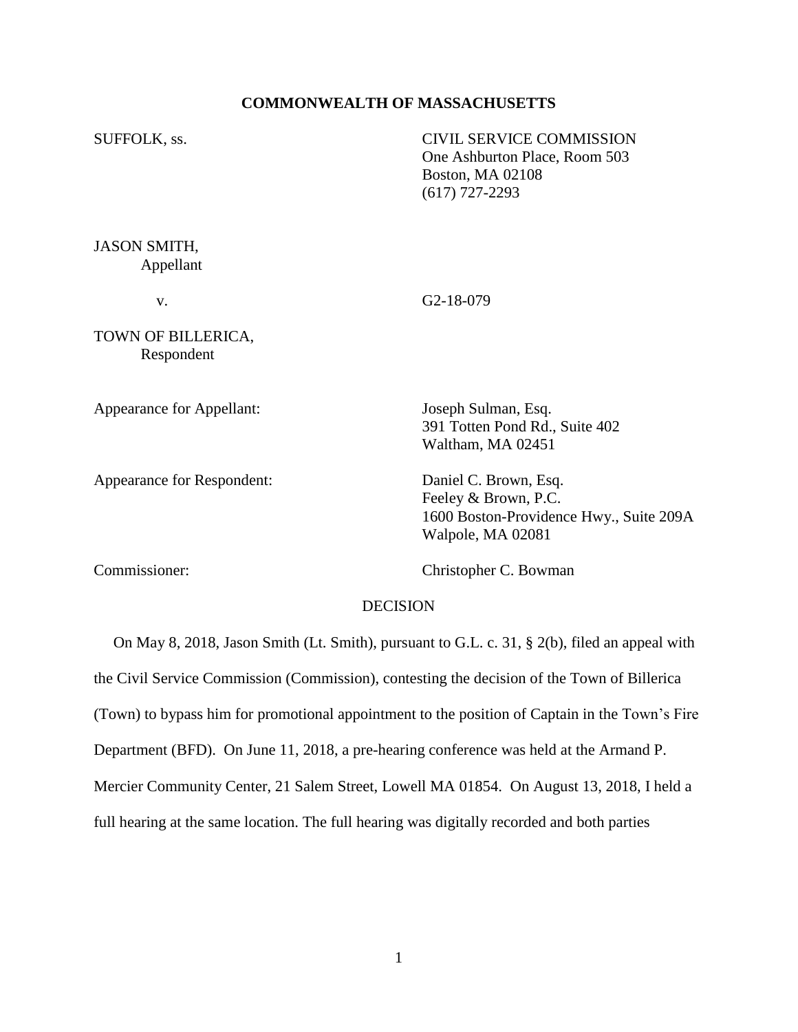**COMMONWEALTH OF MASSACHUSETTS**

SUFFOLK, ss.

CIVIL SERVICE COMMISSION
One Ashburton Place, Room 503
Boston, MA 02108
(617) 727-2293

JASON SMITH,
Appellant

v. G2-18-079

TOWN OF BILLERICA,
Respondent

Appearance for Appellant: Joseph Sulman, Esq.
391 Totten Pond Rd., Suite 402
Waltham, MA 02451

Appearance for Respondent: Daniel C. Brown, Esq.
Feeley & Brown, P.C.
1600 Boston-Providence Hwy., Suite 209A
Walpole, MA 02081

Commissioner: Christopher C. Bowman

DECISION

On May 8, 2018, Jason Smith (Lt. Smith), pursuant to G.L. c. 31, § 2(b), filed an appeal with the Civil Service Commission (Commission), contesting the decision of the Town of Billerica (Town) to bypass him for promotional appointment to the position of Captain in the Town's Fire Department (BFD). On June 11, 2018, a pre-hearing conference was held at the Armand P. Mercier Community Center, 21 Salem Street, Lowell MA 01854. On August 13, 2018, I held a full hearing at the same location. The full hearing was digitally recorded and both parties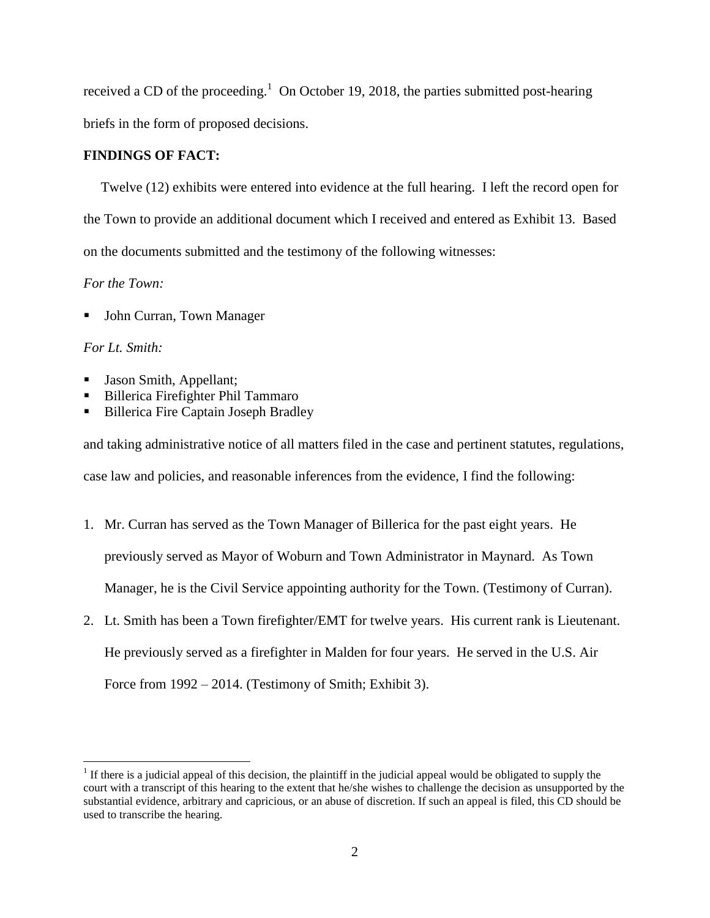received a CD of the proceeding.[1] On October 19, 2018, the parties submitted post-hearing briefs in the form of proposed decisions.

**FINDINGS OF FACT:**

Twelve (12) exhibits were entered into evidence at the full hearing. I left the record open for the Town to provide an additional document which I received and entered as Exhibit 13. Based on the documents submitted and the testimony of the following witnesses:

*For the Town:*

- John Curran, Town Manager

*For Lt. Smith:*

- Jason Smith, Appellant;
- Billerica Firefighter Phil Tammaro
- Billerica Fire Captain Joseph Bradley

and taking administrative notice of all matters filed in the case and pertinent statutes, regulations, case law and policies, and reasonable inferences from the evidence, I find the following:

1. Mr. Curran has served as the Town Manager of Billerica for the past eight years. He previously served as Mayor of Woburn and Town Administrator in Maynard. As Town Manager, he is the Civil Service appointing authority for the Town. (Testimony of Curran).
2. Lt. Smith has been a Town firefighter/EMT for twelve years. His current rank is Lieutenant. He previously served as a firefighter in Malden for four years. He served in the U.S. Air Force from 1992 – 2014. (Testimony of Smith; Exhibit 3).

[1] If there is a judicial appeal of this decision, the plaintiff in the judicial appeal would be obligated to supply the court with a transcript of this hearing to the extent that he/she wishes to challenge the decision as unsupported by the substantial evidence, arbitrary and capricious, or an abuse of discretion. If such an appeal is filed, this CD should be used to transcribe the hearing.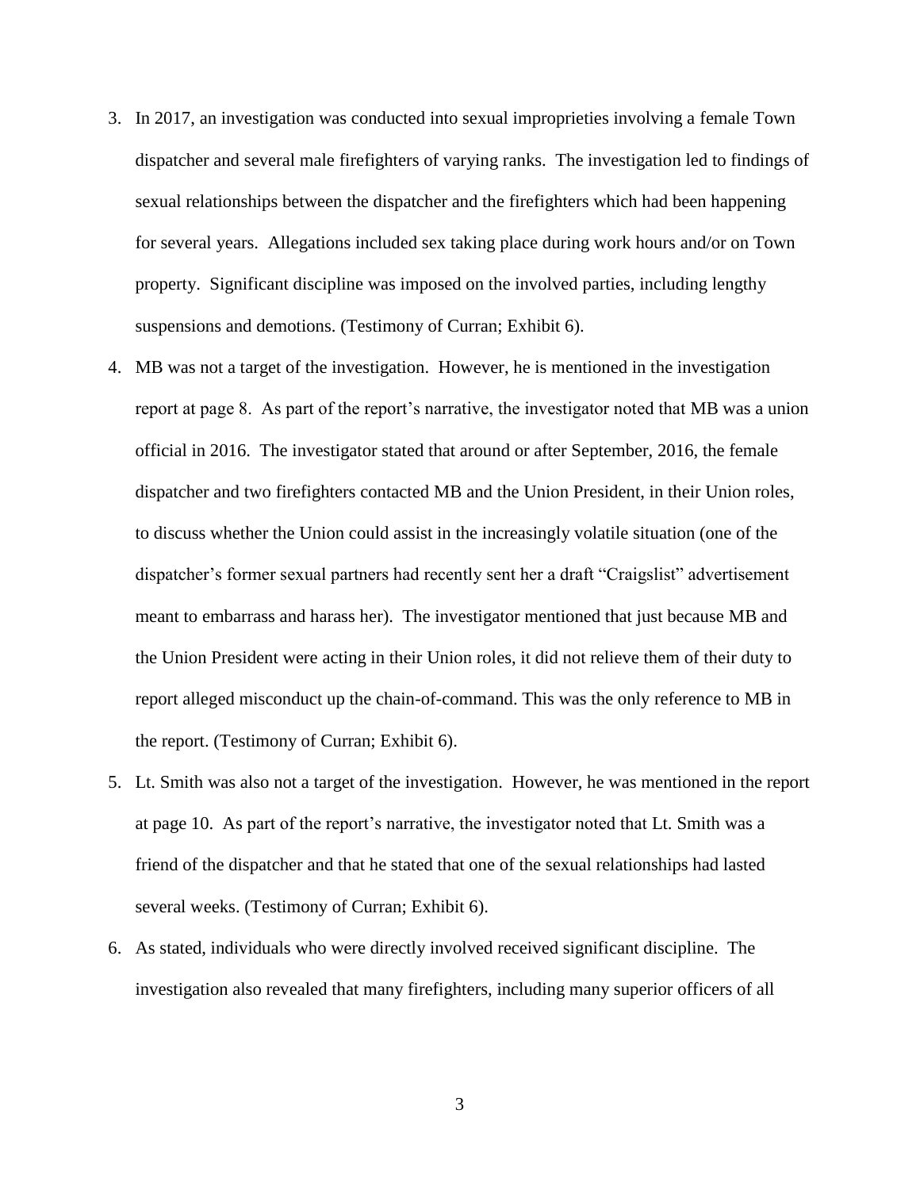3. In 2017, an investigation was conducted into sexual improprieties involving a female Town dispatcher and several male firefighters of varying ranks. The investigation led to findings of sexual relationships between the dispatcher and the firefighters which had been happening for several years. Allegations included sex taking place during work hours and/or on Town property. Significant discipline was imposed on the involved parties, including lengthy suspensions and demotions. (Testimony of Curran; Exhibit 6).

4. MB was not a target of the investigation. However, he is mentioned in the investigation report at page 8. As part of the report's narrative, the investigator noted that MB was a union official in 2016. The investigator stated that around or after September, 2016, the female dispatcher and two firefighters contacted MB and the Union President, in their Union roles, to discuss whether the Union could assist in the increasingly volatile situation (one of the dispatcher's former sexual partners had recently sent her a draft "Craigslist" advertisement meant to embarrass and harass her). The investigator mentioned that just because MB and the Union President were acting in their Union roles, it did not relieve them of their duty to report alleged misconduct up the chain-of-command. This was the only reference to MB in the report. (Testimony of Curran; Exhibit 6).

5. Lt. Smith was also not a target of the investigation. However, he was mentioned in the report at page 10. As part of the report's narrative, the investigator noted that Lt. Smith was a friend of the dispatcher and that he stated that one of the sexual relationships had lasted several weeks. (Testimony of Curran; Exhibit 6).

6. As stated, individuals who were directly involved received significant discipline. The investigation also revealed that many firefighters, including many superior officers of all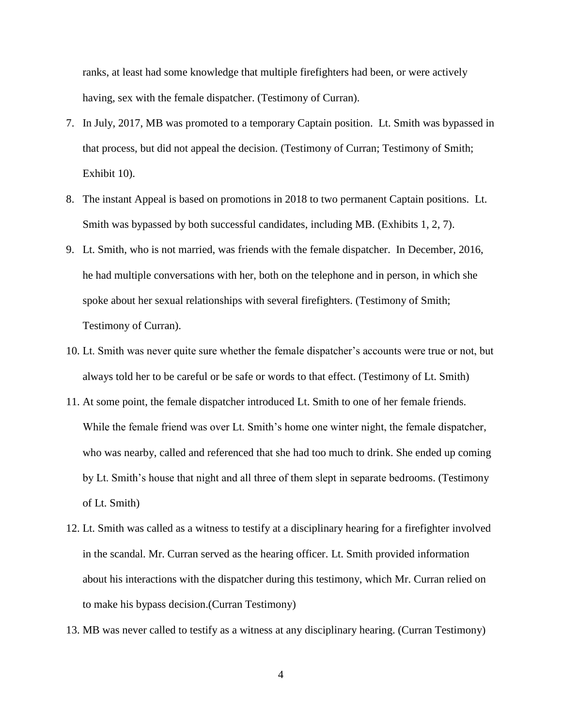ranks, at least had some knowledge that multiple firefighters had been, or were actively having, sex with the female dispatcher. (Testimony of Curran).

7. In July, 2017, MB was promoted to a temporary Captain position. Lt. Smith was bypassed in that process, but did not appeal the decision. (Testimony of Curran; Testimony of Smith; Exhibit 10).
8. The instant Appeal is based on promotions in 2018 to two permanent Captain positions. Lt. Smith was bypassed by both successful candidates, including MB. (Exhibits 1, 2, 7).
9. Lt. Smith, who is not married, was friends with the female dispatcher. In December, 2016, he had multiple conversations with her, both on the telephone and in person, in which she spoke about her sexual relationships with several firefighters. (Testimony of Smith; Testimony of Curran).
10. Lt. Smith was never quite sure whether the female dispatcher's accounts were true or not, but always told her to be careful or be safe or words to that effect. (Testimony of Lt. Smith)
11. At some point, the female dispatcher introduced Lt. Smith to one of her female friends. While the female friend was over Lt. Smith's home one winter night, the female dispatcher, who was nearby, called and referenced that she had too much to drink. She ended up coming by Lt. Smith's house that night and all three of them slept in separate bedrooms. (Testimony of Lt. Smith)
12. Lt. Smith was called as a witness to testify at a disciplinary hearing for a firefighter involved in the scandal. Mr. Curran served as the hearing officer. Lt. Smith provided information about his interactions with the dispatcher during this testimony, which Mr. Curran relied on to make his bypass decision.(Curran Testimony)
13. MB was never called to testify as a witness at any disciplinary hearing. (Curran Testimony)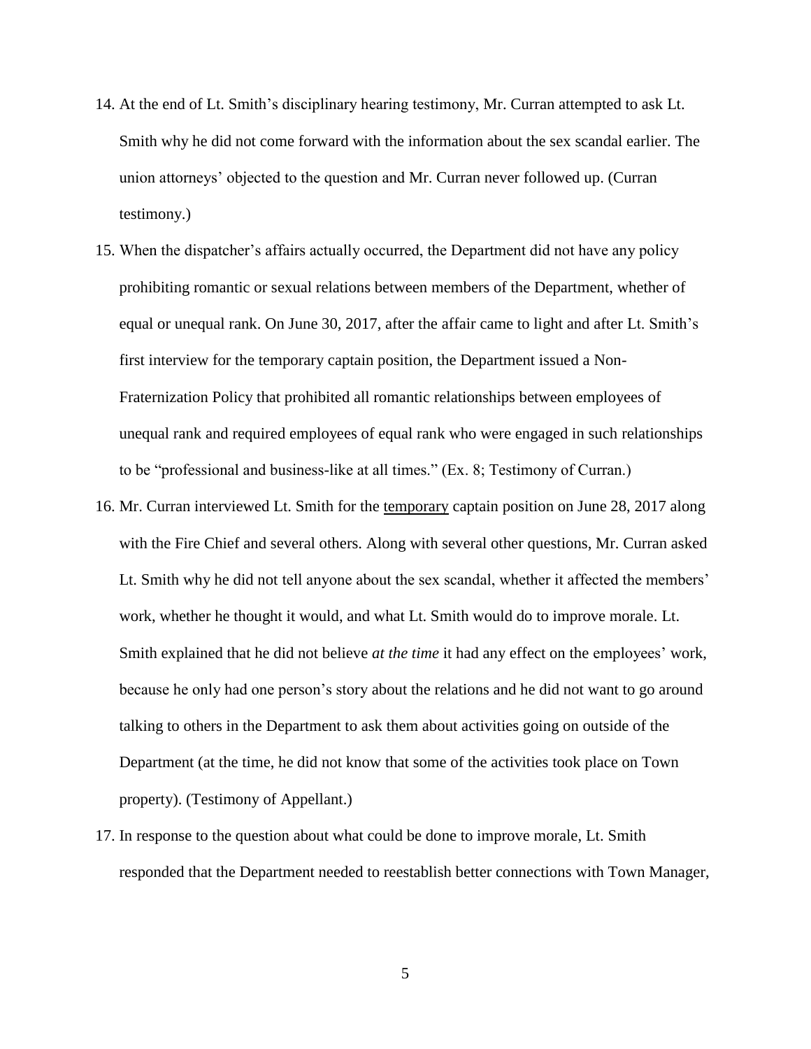14. At the end of Lt. Smith's disciplinary hearing testimony, Mr. Curran attempted to ask Lt. Smith why he did not come forward with the information about the sex scandal earlier. The union attorneys' objected to the question and Mr. Curran never followed up. (Curran testimony.)
15. When the dispatcher's affairs actually occurred, the Department did not have any policy prohibiting romantic or sexual relations between members of the Department, whether of equal or unequal rank. On June 30, 2017, after the affair came to light and after Lt. Smith's first interview for the temporary captain position, the Department issued a Non-Fraternization Policy that prohibited all romantic relationships between employees of unequal rank and required employees of equal rank who were engaged in such relationships to be "professional and business-like at all times." (Ex. 8; Testimony of Curran.)
16. Mr. Curran interviewed Lt. Smith for the <u>temporary</u> captain position on June 28, 2017 along with the Fire Chief and several others. Along with several other questions, Mr. Curran asked Lt. Smith why he did not tell anyone about the sex scandal, whether it affected the members' work, whether he thought it would, and what Lt. Smith would do to improve morale. Lt. Smith explained that he did not believe *at the time* it had any effect on the employees' work, because he only had one person's story about the relations and he did not want to go around talking to others in the Department to ask them about activities going on outside of the Department (at the time, he did not know that some of the activities took place on Town property). (Testimony of Appellant.)
17. In response to the question about what could be done to improve morale, Lt. Smith responded that the Department needed to reestablish better connections with Town Manager,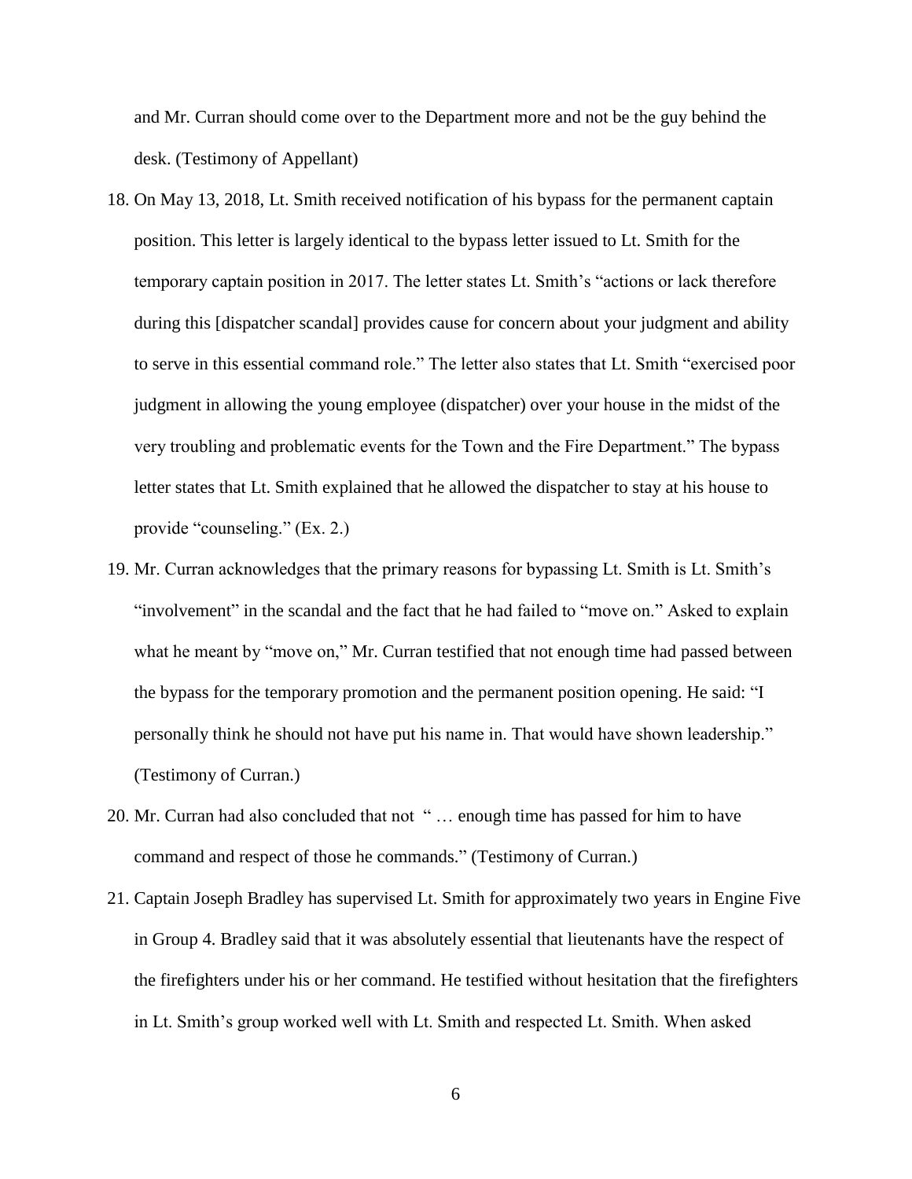and Mr. Curran should come over to the Department more and not be the guy behind the desk. (Testimony of Appellant)

18. On May 13, 2018, Lt. Smith received notification of his bypass for the permanent captain position. This letter is largely identical to the bypass letter issued to Lt. Smith for the temporary captain position in 2017. The letter states Lt. Smith's "actions or lack therefore during this [dispatcher scandal] provides cause for concern about your judgment and ability to serve in this essential command role." The letter also states that Lt. Smith "exercised poor judgment in allowing the young employee (dispatcher) over your house in the midst of the very troubling and problematic events for the Town and the Fire Department." The bypass letter states that Lt. Smith explained that he allowed the dispatcher to stay at his house to provide "counseling." (Ex. 2.)

19. Mr. Curran acknowledges that the primary reasons for bypassing Lt. Smith is Lt. Smith's "involvement" in the scandal and the fact that he had failed to "move on." Asked to explain what he meant by "move on," Mr. Curran testified that not enough time had passed between the bypass for the temporary promotion and the permanent position opening. He said: "I personally think he should not have put his name in. That would have shown leadership." (Testimony of Curran.)

20. Mr. Curran had also concluded that not " … enough time has passed for him to have command and respect of those he commands." (Testimony of Curran.)

21. Captain Joseph Bradley has supervised Lt. Smith for approximately two years in Engine Five in Group 4. Bradley said that it was absolutely essential that lieutenants have the respect of the firefighters under his or her command. He testified without hesitation that the firefighters in Lt. Smith's group worked well with Lt. Smith and respected Lt. Smith. When asked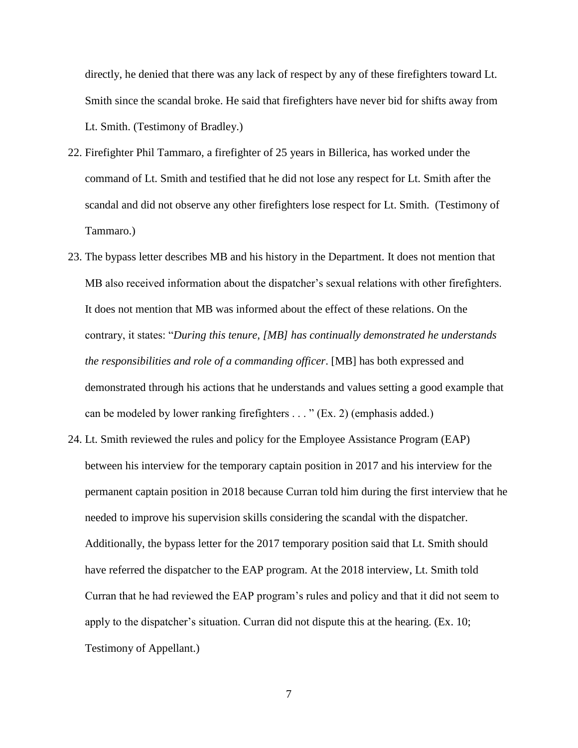directly, he denied that there was any lack of respect by any of these firefighters toward Lt. Smith since the scandal broke. He said that firefighters have never bid for shifts away from Lt. Smith. (Testimony of Bradley.)

22. Firefighter Phil Tammaro, a firefighter of 25 years in Billerica, has worked under the command of Lt. Smith and testified that he did not lose any respect for Lt. Smith after the scandal and did not observe any other firefighters lose respect for Lt. Smith. (Testimony of Tammaro.)

23. The bypass letter describes MB and his history in the Department. It does not mention that MB also received information about the dispatcher's sexual relations with other firefighters. It does not mention that MB was informed about the effect of these relations. On the contrary, it states: "*During this tenure, [MB] has continually demonstrated he understands the responsibilities and role of a commanding officer*. [MB] has both expressed and demonstrated through his actions that he understands and values setting a good example that can be modeled by lower ranking firefighters . . . " (Ex. 2) (emphasis added.)

24. Lt. Smith reviewed the rules and policy for the Employee Assistance Program (EAP) between his interview for the temporary captain position in 2017 and his interview for the permanent captain position in 2018 because Curran told him during the first interview that he needed to improve his supervision skills considering the scandal with the dispatcher. Additionally, the bypass letter for the 2017 temporary position said that Lt. Smith should have referred the dispatcher to the EAP program. At the 2018 interview, Lt. Smith told Curran that he had reviewed the EAP program's rules and policy and that it did not seem to apply to the dispatcher's situation. Curran did not dispute this at the hearing. (Ex. 10; Testimony of Appellant.)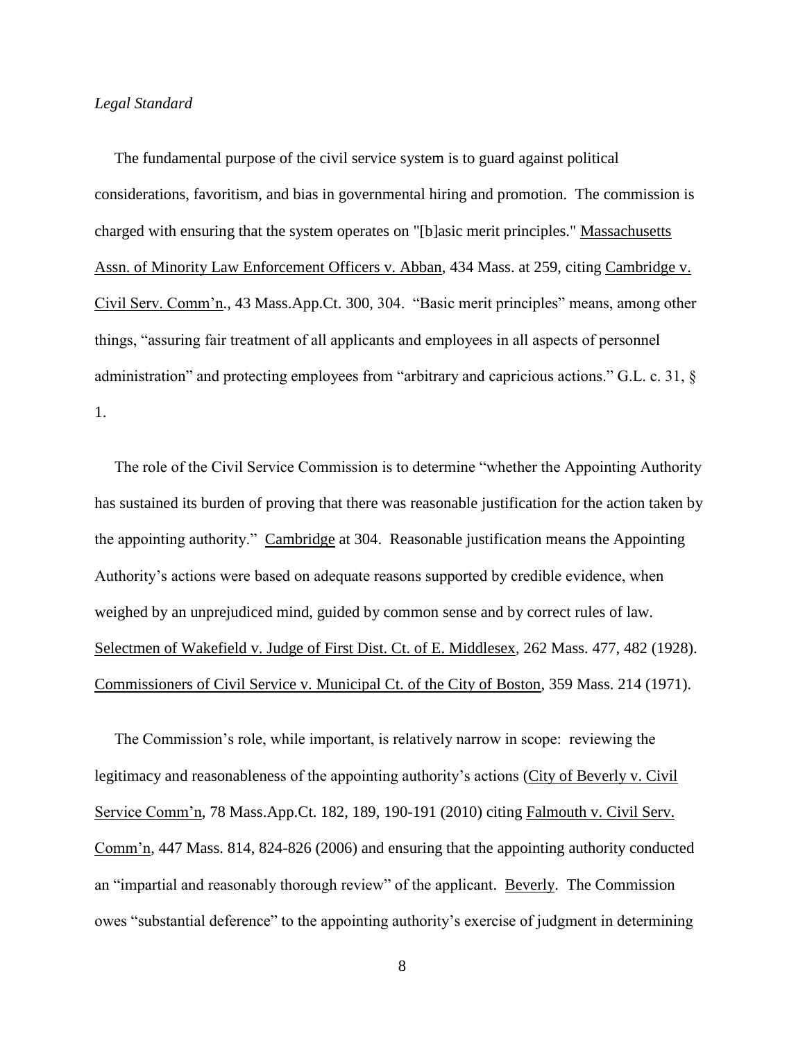*Legal Standard*

The fundamental purpose of the civil service system is to guard against political considerations, favoritism, and bias in governmental hiring and promotion. The commission is charged with ensuring that the system operates on "[b]asic merit principles." Massachusetts Assn. of Minority Law Enforcement Officers v. Abban, 434 Mass. at 259, citing Cambridge v. Civil Serv. Comm'n., 43 Mass.App.Ct. 300, 304. "Basic merit principles" means, among other things, "assuring fair treatment of all applicants and employees in all aspects of personnel administration" and protecting employees from "arbitrary and capricious actions." G.L. c. 31, § 1.

The role of the Civil Service Commission is to determine "whether the Appointing Authority has sustained its burden of proving that there was reasonable justification for the action taken by the appointing authority." Cambridge at 304. Reasonable justification means the Appointing Authority's actions were based on adequate reasons supported by credible evidence, when weighed by an unprejudiced mind, guided by common sense and by correct rules of law. Selectmen of Wakefield v. Judge of First Dist. Ct. of E. Middlesex, 262 Mass. 477, 482 (1928). Commissioners of Civil Service v. Municipal Ct. of the City of Boston, 359 Mass. 214 (1971).

The Commission's role, while important, is relatively narrow in scope: reviewing the legitimacy and reasonableness of the appointing authority's actions (City of Beverly v. Civil Service Comm'n, 78 Mass.App.Ct. 182, 189, 190-191 (2010) citing Falmouth v. Civil Serv. Comm'n, 447 Mass. 814, 824-826 (2006) and ensuring that the appointing authority conducted an "impartial and reasonably thorough review" of the applicant. Beverly. The Commission owes "substantial deference" to the appointing authority's exercise of judgment in determining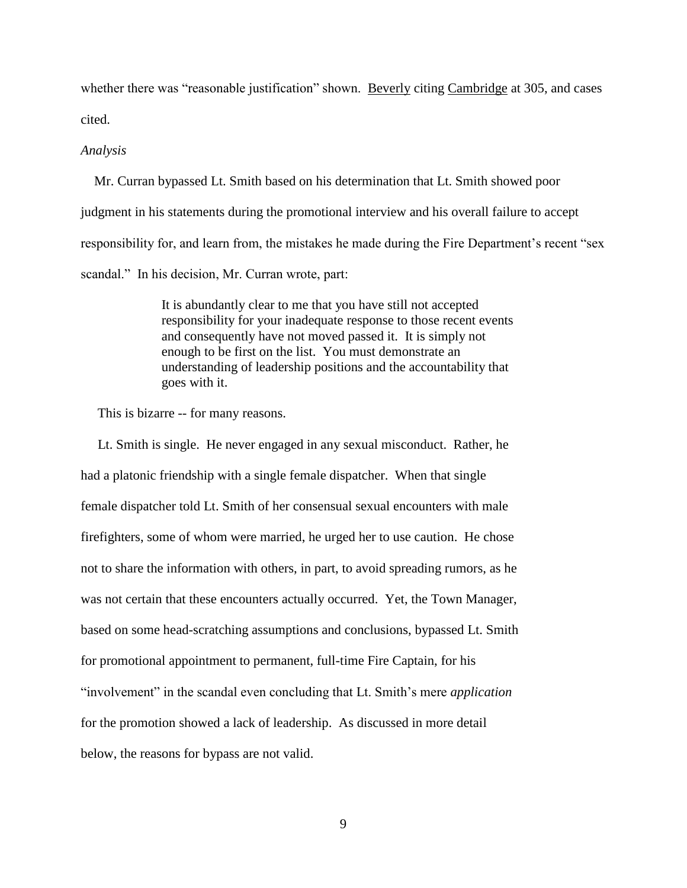whether there was "reasonable justification" shown. Beverly citing Cambridge at 305, and cases cited.

*Analysis*

Mr. Curran bypassed Lt. Smith based on his determination that Lt. Smith showed poor judgment in his statements during the promotional interview and his overall failure to accept responsibility for, and learn from, the mistakes he made during the Fire Department's recent "sex scandal." In his decision, Mr. Curran wrote, part:

> It is abundantly clear to me that you have still not accepted responsibility for your inadequate response to those recent events and consequently have not moved passed it. It is simply not enough to be first on the list. You must demonstrate an understanding of leadership positions and the accountability that goes with it.

This is bizarre -- for many reasons.

Lt. Smith is single. He never engaged in any sexual misconduct. Rather, he had a platonic friendship with a single female dispatcher. When that single female dispatcher told Lt. Smith of her consensual sexual encounters with male firefighters, some of whom were married, he urged her to use caution. He chose not to share the information with others, in part, to avoid spreading rumors, as he was not certain that these encounters actually occurred. Yet, the Town Manager, based on some head-scratching assumptions and conclusions, bypassed Lt. Smith for promotional appointment to permanent, full-time Fire Captain, for his "involvement" in the scandal even concluding that Lt. Smith's mere *application* for the promotion showed a lack of leadership. As discussed in more detail below, the reasons for bypass are not valid.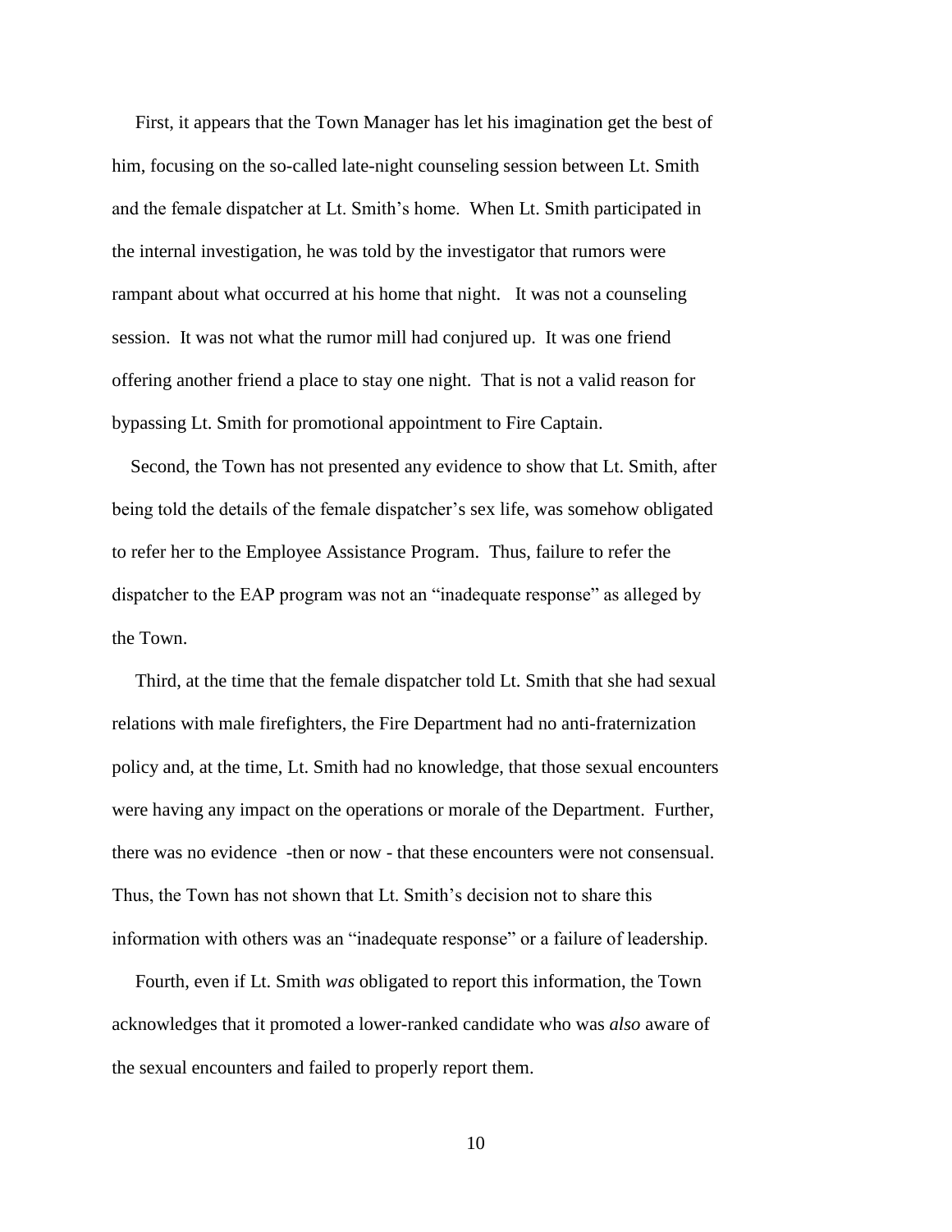First, it appears that the Town Manager has let his imagination get the best of him, focusing on the so-called late-night counseling session between Lt. Smith and the female dispatcher at Lt. Smith's home. When Lt. Smith participated in the internal investigation, he was told by the investigator that rumors were rampant about what occurred at his home that night. It was not a counseling session. It was not what the rumor mill had conjured up. It was one friend offering another friend a place to stay one night. That is not a valid reason for bypassing Lt. Smith for promotional appointment to Fire Captain.

Second, the Town has not presented any evidence to show that Lt. Smith, after being told the details of the female dispatcher's sex life, was somehow obligated to refer her to the Employee Assistance Program. Thus, failure to refer the dispatcher to the EAP program was not an "inadequate response" as alleged by the Town.

Third, at the time that the female dispatcher told Lt. Smith that she had sexual relations with male firefighters, the Fire Department had no anti-fraternization policy and, at the time, Lt. Smith had no knowledge, that those sexual encounters were having any impact on the operations or morale of the Department. Further, there was no evidence -then or now - that these encounters were not consensual. Thus, the Town has not shown that Lt. Smith's decision not to share this information with others was an "inadequate response" or a failure of leadership.

Fourth, even if Lt. Smith *was* obligated to report this information, the Town acknowledges that it promoted a lower-ranked candidate who was *also* aware of the sexual encounters and failed to properly report them.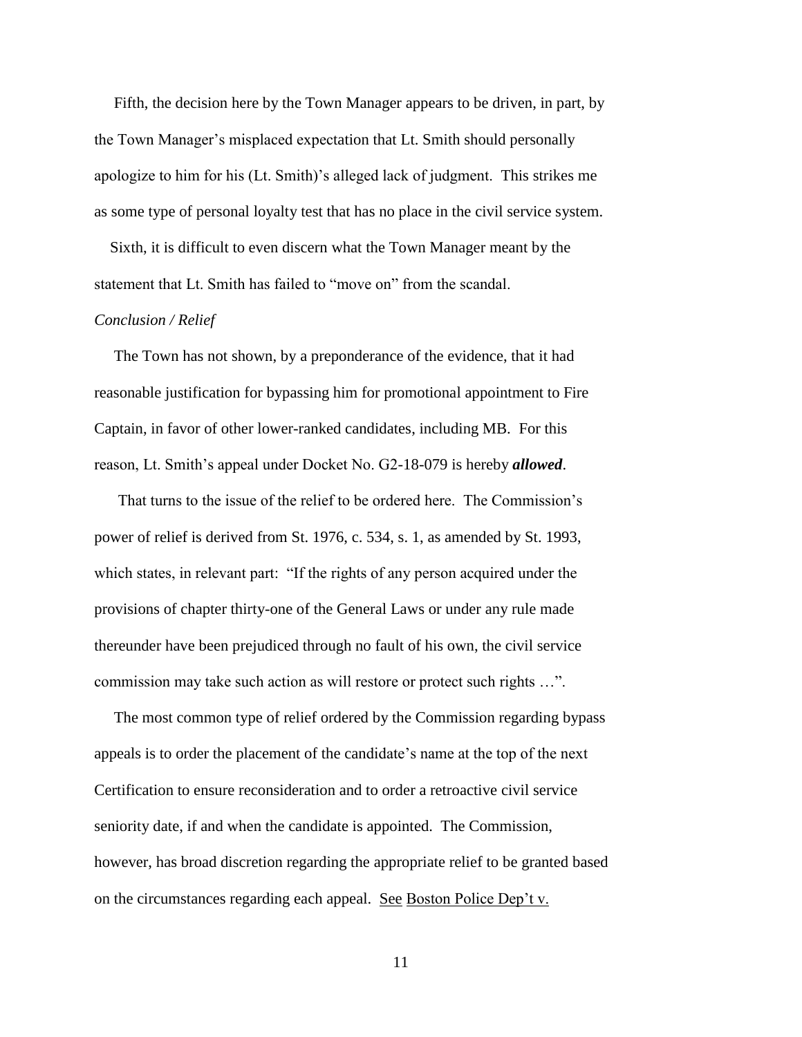Fifth, the decision here by the Town Manager appears to be driven, in part, by the Town Manager's misplaced expectation that Lt. Smith should personally apologize to him for his (Lt. Smith)'s alleged lack of judgment. This strikes me as some type of personal loyalty test that has no place in the civil service system.

Sixth, it is difficult to even discern what the Town Manager meant by the statement that Lt. Smith has failed to "move on" from the scandal.

*Conclusion / Relief*

The Town has not shown, by a preponderance of the evidence, that it had reasonable justification for bypassing him for promotional appointment to Fire Captain, in favor of other lower-ranked candidates, including MB. For this reason, Lt. Smith's appeal under Docket No. G2-18-079 is hereby ***allowed***.

That turns to the issue of the relief to be ordered here. The Commission's power of relief is derived from St. 1976, c. 534, s. 1, as amended by St. 1993, which states, in relevant part: "If the rights of any person acquired under the provisions of chapter thirty-one of the General Laws or under any rule made thereunder have been prejudiced through no fault of his own, the civil service commission may take such action as will restore or protect such rights …".

The most common type of relief ordered by the Commission regarding bypass appeals is to order the placement of the candidate's name at the top of the next Certification to ensure reconsideration and to order a retroactive civil service seniority date, if and when the candidate is appointed. The Commission, however, has broad discretion regarding the appropriate relief to be granted based on the circumstances regarding each appeal. See Boston Police Dep't v.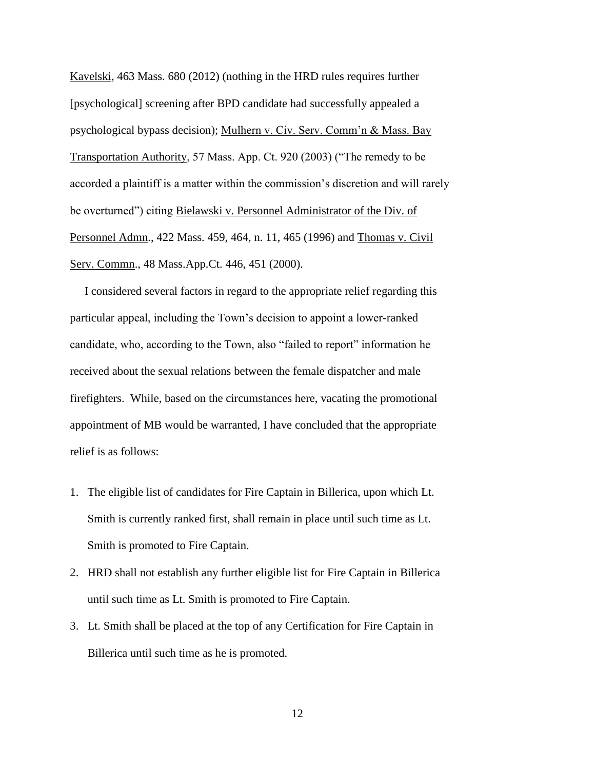Kavelski, 463 Mass. 680 (2012) (nothing in the HRD rules requires further [psychological] screening after BPD candidate had successfully appealed a psychological bypass decision); Mulhern v. Civ. Serv. Comm'n & Mass. Bay Transportation Authority, 57 Mass. App. Ct. 920 (2003) ("The remedy to be accorded a plaintiff is a matter within the commission's discretion and will rarely be overturned") citing Bielawski v. Personnel Administrator of the Div. of Personnel Admn., 422 Mass. 459, 464, n. 11, 465 (1996) and Thomas v. Civil Serv. Commn., 48 Mass.App.Ct. 446, 451 (2000).

I considered several factors in regard to the appropriate relief regarding this particular appeal, including the Town's decision to appoint a lower-ranked candidate, who, according to the Town, also "failed to report" information he received about the sexual relations between the female dispatcher and male firefighters. While, based on the circumstances here, vacating the promotional appointment of MB would be warranted, I have concluded that the appropriate relief is as follows:

1. The eligible list of candidates for Fire Captain in Billerica, upon which Lt. Smith is currently ranked first, shall remain in place until such time as Lt. Smith is promoted to Fire Captain.
2. HRD shall not establish any further eligible list for Fire Captain in Billerica until such time as Lt. Smith is promoted to Fire Captain.
3. Lt. Smith shall be placed at the top of any Certification for Fire Captain in Billerica until such time as he is promoted.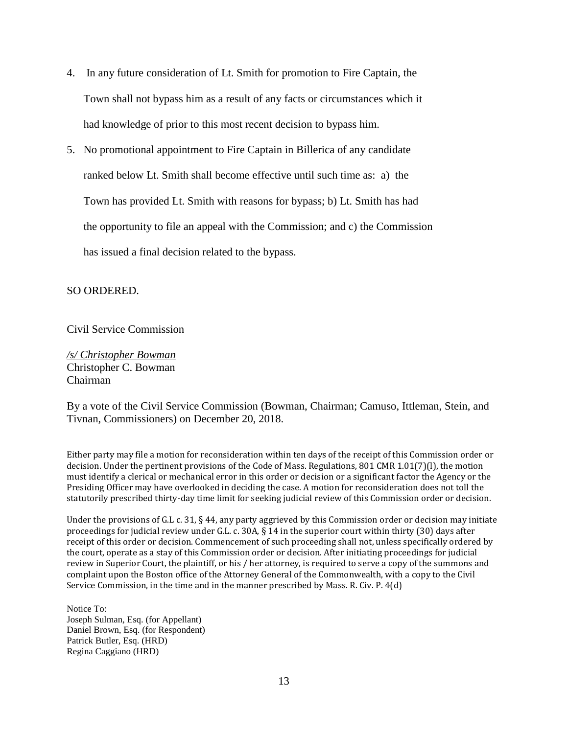4. In any future consideration of Lt. Smith for promotion to Fire Captain, the Town shall not bypass him as a result of any facts or circumstances which it had knowledge of prior to this most recent decision to bypass him.
5. No promotional appointment to Fire Captain in Billerica of any candidate ranked below Lt. Smith shall become effective until such time as: a) the Town has provided Lt. Smith with reasons for bypass; b) Lt. Smith has had the opportunity to file an appeal with the Commission; and c) the Commission has issued a final decision related to the bypass.

SO ORDERED.

Civil Service Commission

*/s/ Christopher Bowman*
Christopher C. Bowman
Chairman

By a vote of the Civil Service Commission (Bowman, Chairman; Camuso, Ittleman, Stein, and Tivnan, Commissioners) on December 20, 2018.

Either party may file a motion for reconsideration within ten days of the receipt of this Commission order or decision. Under the pertinent provisions of the Code of Mass. Regulations, 801 CMR 1.01(7)(l), the motion must identify a clerical or mechanical error in this order or decision or a significant factor the Agency or the Presiding Officer may have overlooked in deciding the case. A motion for reconsideration does not toll the statutorily prescribed thirty-day time limit for seeking judicial review of this Commission order or decision.

Under the provisions of G.L c. 31, § 44, any party aggrieved by this Commission order or decision may initiate proceedings for judicial review under G.L. c. 30A, § 14 in the superior court within thirty (30) days after receipt of this order or decision. Commencement of such proceeding shall not, unless specifically ordered by the court, operate as a stay of this Commission order or decision. After initiating proceedings for judicial review in Superior Court, the plaintiff, or his / her attorney, is required to serve a copy of the summons and complaint upon the Boston office of the Attorney General of the Commonwealth, with a copy to the Civil Service Commission, in the time and in the manner prescribed by Mass. R. Civ. P. 4(d)

Notice To:
Joseph Sulman, Esq. (for Appellant)
Daniel Brown, Esq. (for Respondent)
Patrick Butler, Esq. (HRD)
Regina Caggiano (HRD)